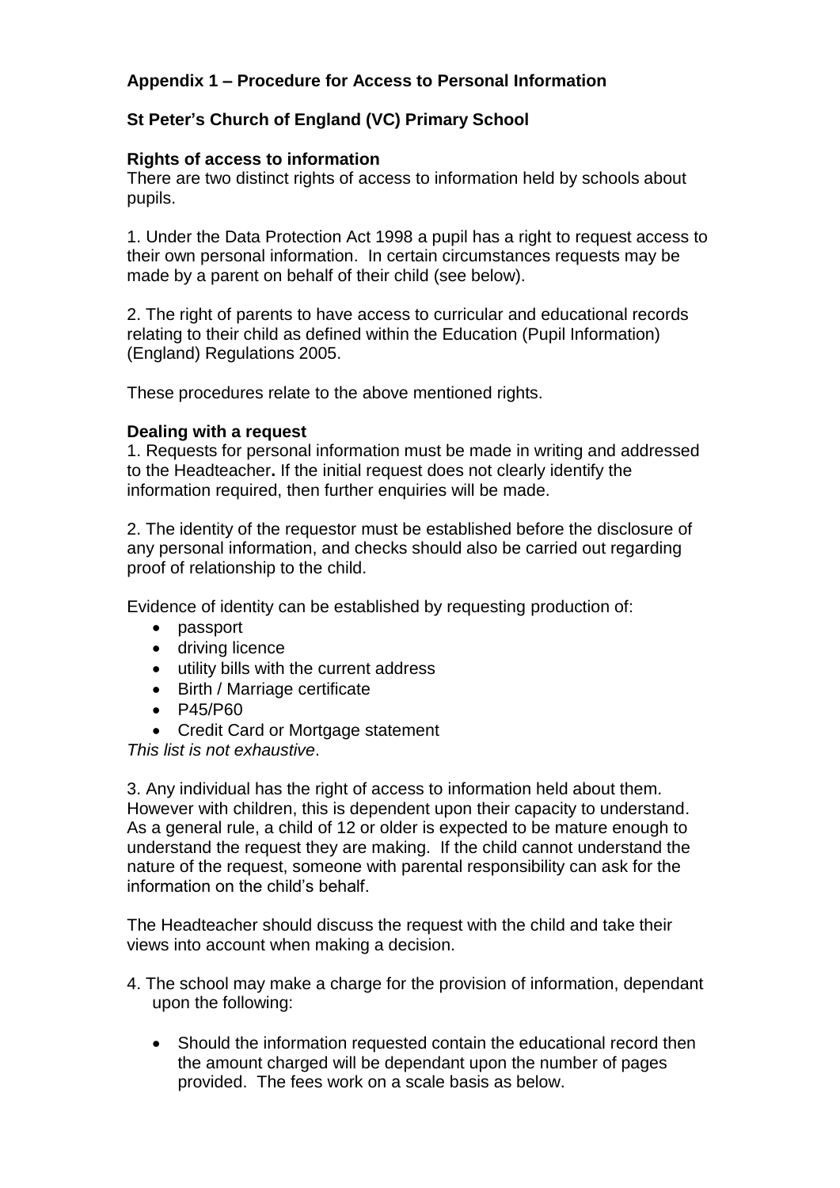## Appendix 1 – Procedure for Access to Personal Information

### St Peter's Church of England (VC) Primary School

**Rights of access to information**

There are two distinct rights of access to information held by schools about pupils.

1. Under the Data Protection Act 1998 a pupil has a right to request access to their own personal information. In certain circumstances requests may be made by a parent on behalf of their child (see below).

2. The right of parents to have access to curricular and educational records relating to their child as defined within the Education (Pupil Information) (England) Regulations 2005.

These procedures relate to the above mentioned rights.

**Dealing with a request**

1. Requests for personal information must be made in writing and addressed to the Headteacher**.** If the initial request does not clearly identify the information required, then further enquiries will be made.

2. The identity of the requestor must be established before the disclosure of any personal information, and checks should also be carried out regarding proof of relationship to the child.

Evidence of identity can be established by requesting production of:

- passport
- driving licence
- utility bills with the current address
- Birth / Marriage certificate
- P45/P60
- Credit Card or Mortgage statement

*This list is not exhaustive*.

3. Any individual has the right of access to information held about them. However with children, this is dependent upon their capacity to understand. As a general rule, a child of 12 or older is expected to be mature enough to understand the request they are making. If the child cannot understand the nature of the request, someone with parental responsibility can ask for the information on the child's behalf.

The Headteacher should discuss the request with the child and take their views into account when making a decision.

4. The school may make a charge for the provision of information, dependant upon the following:

- Should the information requested contain the educational record then the amount charged will be dependant upon the number of pages provided. The fees work on a scale basis as below.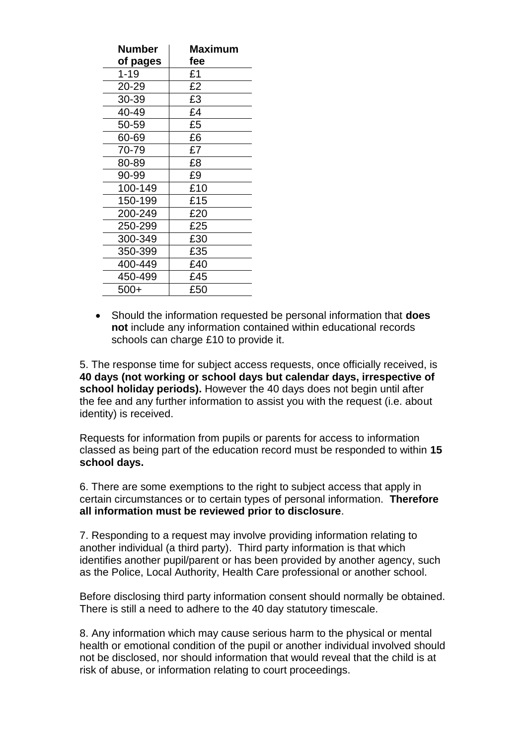| Number of pages | Maximum fee |
|---|---|
| 1-19 | £1 |
| 20-29 | £2 |
| 30-39 | £3 |
| 40-49 | £4 |
| 50-59 | £5 |
| 60-69 | £6 |
| 70-79 | £7 |
| 80-89 | £8 |
| 90-99 | £9 |
| 100-149 | £10 |
| 150-199 | £15 |
| 200-249 | £20 |
| 250-299 | £25 |
| 300-349 | £30 |
| 350-399 | £35 |
| 400-449 | £40 |
| 450-499 | £45 |
| 500+ | £50 |

- Should the information requested be personal information that **does not** include any information contained within educational records schools can charge £10 to provide it.

5. The response time for subject access requests, once officially received, is **40 days (not working or school days but calendar days, irrespective of school holiday periods).** However the 40 days does not begin until after the fee and any further information to assist you with the request (i.e. about identity) is received.

Requests for information from pupils or parents for access to information classed as being part of the education record must be responded to within **15 school days.**

6. There are some exemptions to the right to subject access that apply in certain circumstances or to certain types of personal information. **Therefore all information must be reviewed prior to disclosure**.

7. Responding to a request may involve providing information relating to another individual (a third party). Third party information is that which identifies another pupil/parent or has been provided by another agency, such as the Police, Local Authority, Health Care professional or another school.

Before disclosing third party information consent should normally be obtained. There is still a need to adhere to the 40 day statutory timescale.

8. Any information which may cause serious harm to the physical or mental health or emotional condition of the pupil or another individual involved should not be disclosed, nor should information that would reveal that the child is at risk of abuse, or information relating to court proceedings.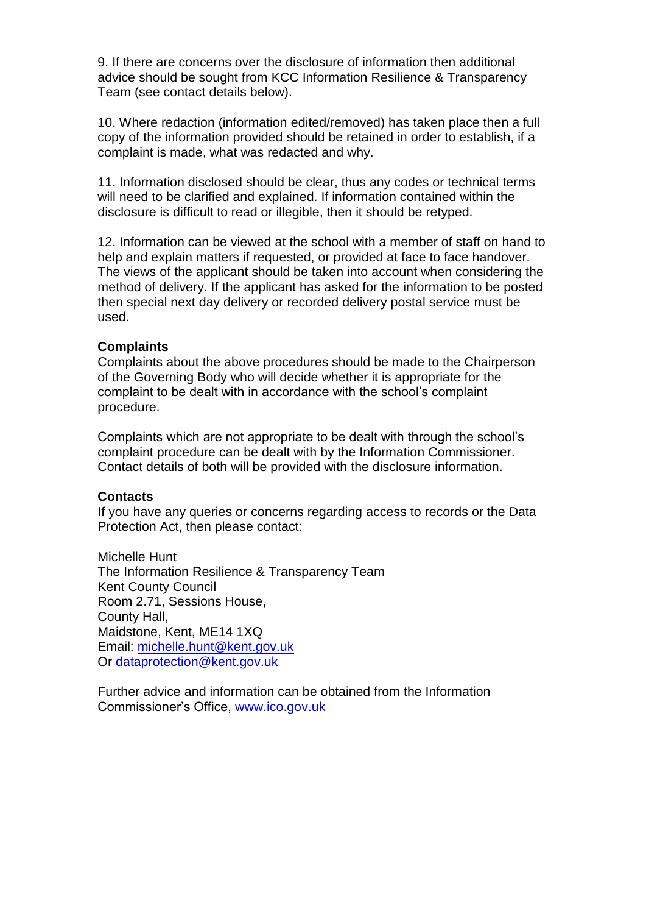9. If there are concerns over the disclosure of information then additional advice should be sought from KCC Information Resilience & Transparency Team (see contact details below).

10. Where redaction (information edited/removed) has taken place then a full copy of the information provided should be retained in order to establish, if a complaint is made, what was redacted and why.

11. Information disclosed should be clear, thus any codes or technical terms will need to be clarified and explained. If information contained within the disclosure is difficult to read or illegible, then it should be retyped.

12. Information can be viewed at the school with a member of staff on hand to help and explain matters if requested, or provided at face to face handover. The views of the applicant should be taken into account when considering the method of delivery. If the applicant has asked for the information to be posted then special next day delivery or recorded delivery postal service must be used.

**Complaints**

Complaints about the above procedures should be made to the Chairperson of the Governing Body who will decide whether it is appropriate for the complaint to be dealt with in accordance with the school's complaint procedure.

Complaints which are not appropriate to be dealt with through the school's complaint procedure can be dealt with by the Information Commissioner. Contact details of both will be provided with the disclosure information.

**Contacts**

If you have any queries or concerns regarding access to records or the Data Protection Act, then please contact:

Michelle Hunt
The Information Resilience & Transparency Team
Kent County Council
Room 2.71, Sessions House,
County Hall,
Maidstone, Kent, ME14 1XQ
Email: michelle.hunt@kent.gov.uk
Or dataprotection@kent.gov.uk

Further advice and information can be obtained from the Information Commissioner's Office, www.ico.gov.uk